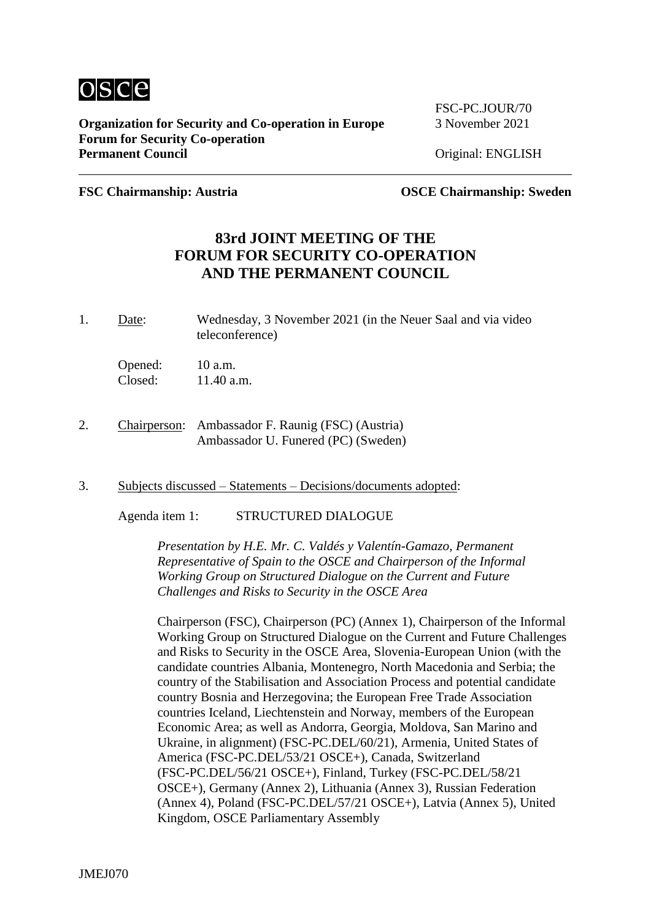osce

**Organization for Security and Co-operation in Europe**
**Forum for Security Co-operation**
**Permanent Council**

FSC-PC.JOUR/70
3 November 2021

Original: ENGLISH

**FSC Chairmanship: Austria** **OSCE Chairmanship: Sweden**

# 83rd JOINT MEETING OF THE FORUM FOR SECURITY CO-OPERATION AND THE PERMANENT COUNCIL

1. Date: Wednesday, 3 November 2021 (in the Neuer Saal and via video teleconference)

   Opened: 10 a.m.
   Closed: 11.40 a.m.

2. Chairperson: Ambassador F. Raunig (FSC) (Austria)
   Ambassador U. Funered (PC) (Sweden)

3. Subjects discussed – Statements – Decisions/documents adopted:

   Agenda item 1: STRUCTURED DIALOGUE

   *Presentation by H.E. Mr. C. Valdés y Valentín-Gamazo, Permanent Representative of Spain to the OSCE and Chairperson of the Informal Working Group on Structured Dialogue on the Current and Future Challenges and Risks to Security in the OSCE Area*

   Chairperson (FSC), Chairperson (PC) (Annex 1), Chairperson of the Informal Working Group on Structured Dialogue on the Current and Future Challenges and Risks to Security in the OSCE Area, Slovenia-European Union (with the candidate countries Albania, Montenegro, North Macedonia and Serbia; the country of the Stabilisation and Association Process and potential candidate country Bosnia and Herzegovina; the European Free Trade Association countries Iceland, Liechtenstein and Norway, members of the European Economic Area; as well as Andorra, Georgia, Moldova, San Marino and Ukraine, in alignment) (FSC-PC.DEL/60/21), Armenia, United States of America (FSC-PC.DEL/53/21 OSCE+), Canada, Switzerland (FSC-PC.DEL/56/21 OSCE+), Finland, Turkey (FSC-PC.DEL/58/21 OSCE+), Germany (Annex 2), Lithuania (Annex 3), Russian Federation (Annex 4), Poland (FSC-PC.DEL/57/21 OSCE+), Latvia (Annex 5), United Kingdom, OSCE Parliamentary Assembly

JMEJ070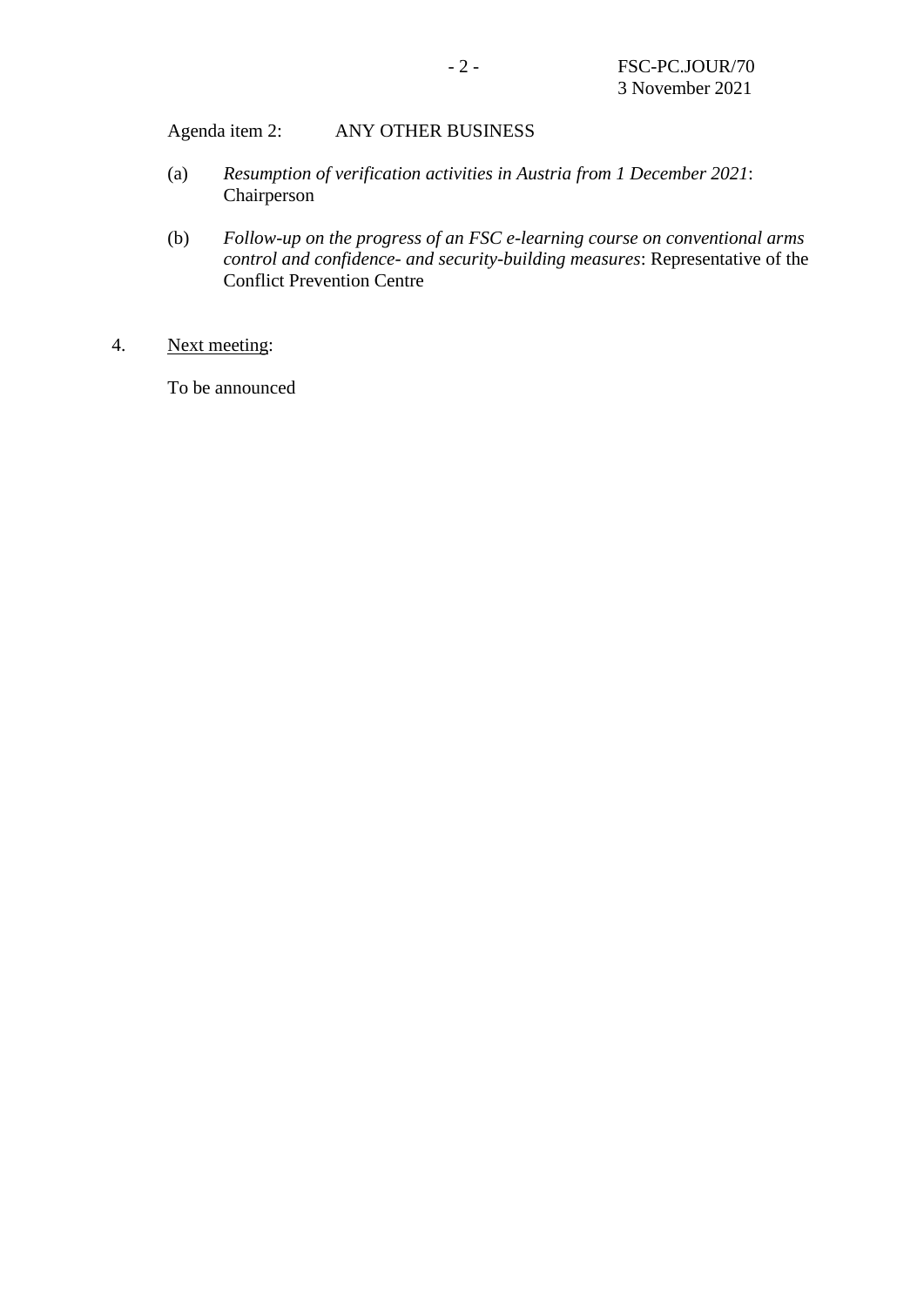Agenda item 2: ANY OTHER BUSINESS

(a) *Resumption of verification activities in Austria from 1 December 2021*: Chairperson

(b) *Follow-up on the progress of an FSC e-learning course on conventional arms control and confidence- and security-building measures*: Representative of the Conflict Prevention Centre

4. Next meeting:

To be announced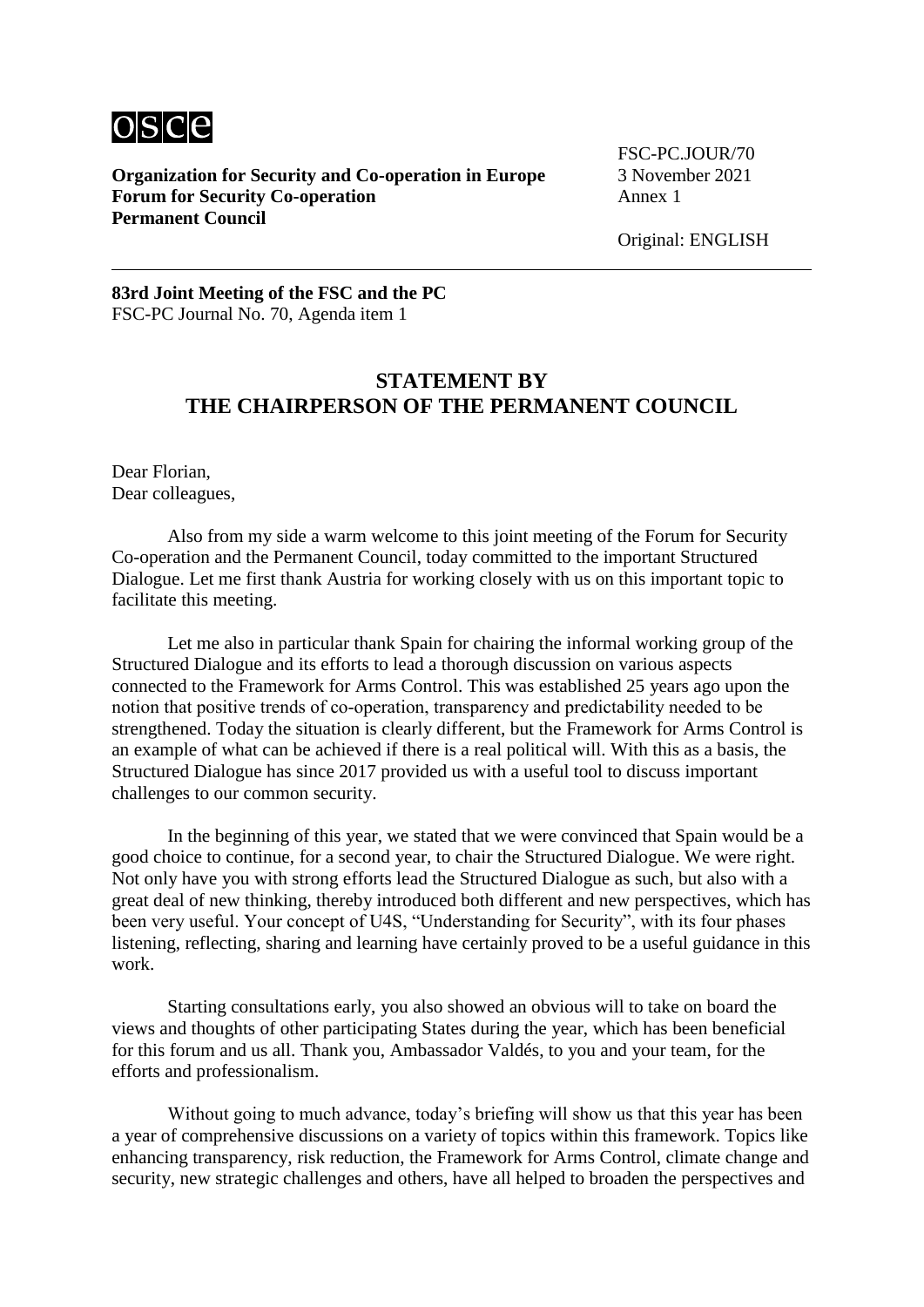osce

**Organization for Security and Co-operation in Europe**
**Forum for Security Co-operation**
**Permanent Council**

FSC-PC.JOUR/70
3 November 2021
Annex 1

Original: ENGLISH

---

**83rd Joint Meeting of the FSC and the PC**
FSC-PC Journal No. 70, Agenda item 1

## STATEMENT BY THE CHAIRPERSON OF THE PERMANENT COUNCIL

Dear Florian,
Dear colleagues,

Also from my side a warm welcome to this joint meeting of the Forum for Security Co-operation and the Permanent Council, today committed to the important Structured Dialogue. Let me first thank Austria for working closely with us on this important topic to facilitate this meeting.

Let me also in particular thank Spain for chairing the informal working group of the Structured Dialogue and its efforts to lead a thorough discussion on various aspects connected to the Framework for Arms Control. This was established 25 years ago upon the notion that positive trends of co-operation, transparency and predictability needed to be strengthened. Today the situation is clearly different, but the Framework for Arms Control is an example of what can be achieved if there is a real political will. With this as a basis, the Structured Dialogue has since 2017 provided us with a useful tool to discuss important challenges to our common security.

In the beginning of this year, we stated that we were convinced that Spain would be a good choice to continue, for a second year, to chair the Structured Dialogue. We were right. Not only have you with strong efforts lead the Structured Dialogue as such, but also with a great deal of new thinking, thereby introduced both different and new perspectives, which has been very useful. Your concept of U4S, "Understanding for Security", with its four phases listening, reflecting, sharing and learning have certainly proved to be a useful guidance in this work.

Starting consultations early, you also showed an obvious will to take on board the views and thoughts of other participating States during the year, which has been beneficial for this forum and us all. Thank you, Ambassador Valdés, to you and your team, for the efforts and professionalism.

Without going to much advance, today's briefing will show us that this year has been a year of comprehensive discussions on a variety of topics within this framework. Topics like enhancing transparency, risk reduction, the Framework for Arms Control, climate change and security, new strategic challenges and others, have all helped to broaden the perspectives and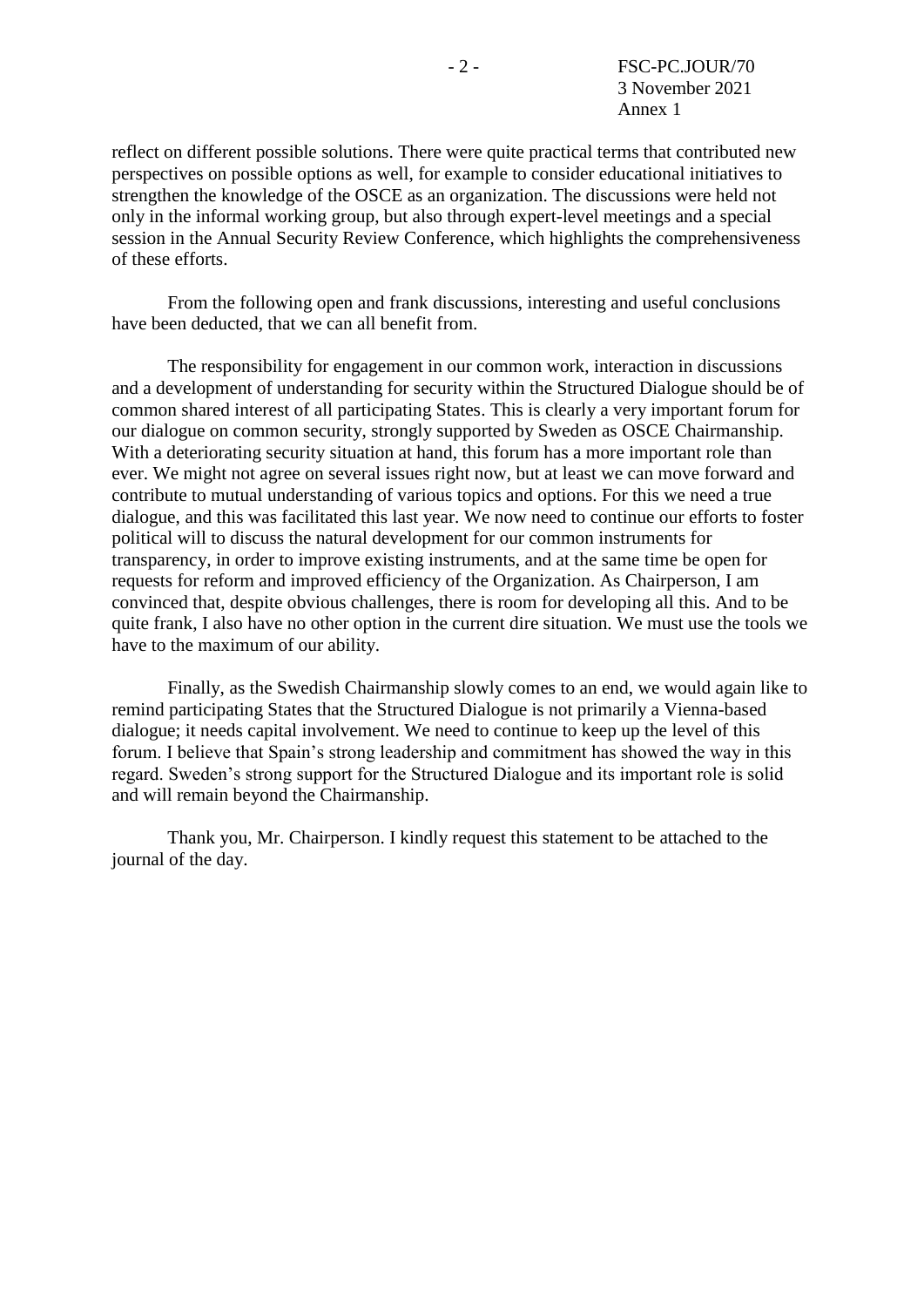reflect on different possible solutions. There were quite practical terms that contributed new perspectives on possible options as well, for example to consider educational initiatives to strengthen the knowledge of the OSCE as an organization. The discussions were held not only in the informal working group, but also through expert-level meetings and a special session in the Annual Security Review Conference, which highlights the comprehensiveness of these efforts.

From the following open and frank discussions, interesting and useful conclusions have been deducted, that we can all benefit from.

The responsibility for engagement in our common work, interaction in discussions and a development of understanding for security within the Structured Dialogue should be of common shared interest of all participating States. This is clearly a very important forum for our dialogue on common security, strongly supported by Sweden as OSCE Chairmanship. With a deteriorating security situation at hand, this forum has a more important role than ever. We might not agree on several issues right now, but at least we can move forward and contribute to mutual understanding of various topics and options. For this we need a true dialogue, and this was facilitated this last year. We now need to continue our efforts to foster political will to discuss the natural development for our common instruments for transparency, in order to improve existing instruments, and at the same time be open for requests for reform and improved efficiency of the Organization. As Chairperson, I am convinced that, despite obvious challenges, there is room for developing all this. And to be quite frank, I also have no other option in the current dire situation. We must use the tools we have to the maximum of our ability.

Finally, as the Swedish Chairmanship slowly comes to an end, we would again like to remind participating States that the Structured Dialogue is not primarily a Vienna-based dialogue; it needs capital involvement. We need to continue to keep up the level of this forum. I believe that Spain's strong leadership and commitment has showed the way in this regard. Sweden's strong support for the Structured Dialogue and its important role is solid and will remain beyond the Chairmanship.

Thank you, Mr. Chairperson. I kindly request this statement to be attached to the journal of the day.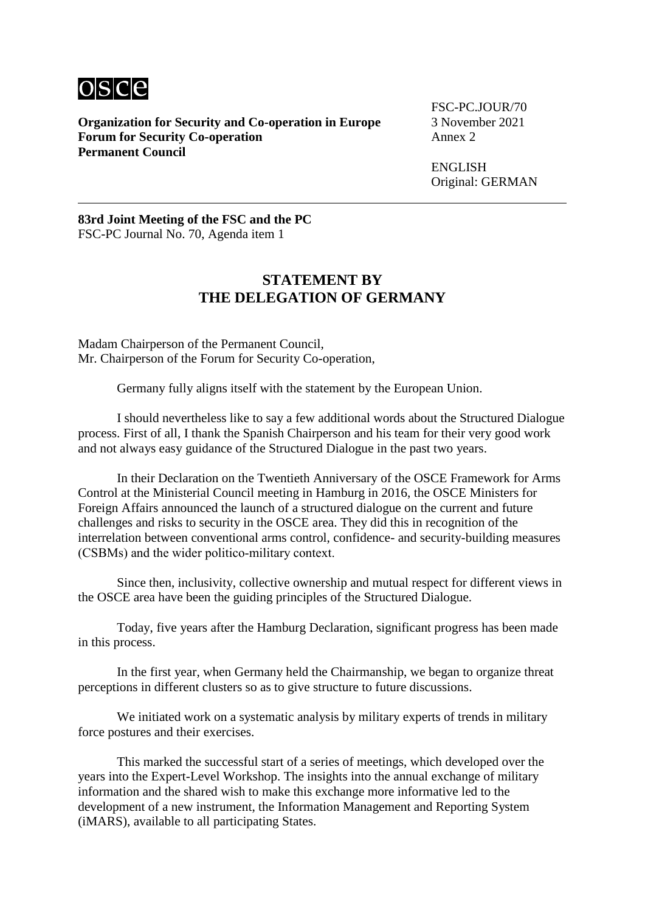**Organization for Security and Co-operation in Europe**
**Forum for Security Co-operation**
**Permanent Council**

FSC-PC.JOUR/70
3 November 2021
Annex 2

ENGLISH
Original: GERMAN

---

**83rd Joint Meeting of the FSC and the PC**
FSC-PC Journal No. 70, Agenda item 1

## STATEMENT BY THE DELEGATION OF GERMANY

Madam Chairperson of the Permanent Council,
Mr. Chairperson of the Forum for Security Co-operation,

Germany fully aligns itself with the statement by the European Union.

I should nevertheless like to say a few additional words about the Structured Dialogue process. First of all, I thank the Spanish Chairperson and his team for their very good work and not always easy guidance of the Structured Dialogue in the past two years.

In their Declaration on the Twentieth Anniversary of the OSCE Framework for Arms Control at the Ministerial Council meeting in Hamburg in 2016, the OSCE Ministers for Foreign Affairs announced the launch of a structured dialogue on the current and future challenges and risks to security in the OSCE area. They did this in recognition of the interrelation between conventional arms control, confidence- and security-building measures (CSBMs) and the wider politico-military context.

Since then, inclusivity, collective ownership and mutual respect for different views in the OSCE area have been the guiding principles of the Structured Dialogue.

Today, five years after the Hamburg Declaration, significant progress has been made in this process.

In the first year, when Germany held the Chairmanship, we began to organize threat perceptions in different clusters so as to give structure to future discussions.

We initiated work on a systematic analysis by military experts of trends in military force postures and their exercises.

This marked the successful start of a series of meetings, which developed over the years into the Expert-Level Workshop. The insights into the annual exchange of military information and the shared wish to make this exchange more informative led to the development of a new instrument, the Information Management and Reporting System (iMARS), available to all participating States.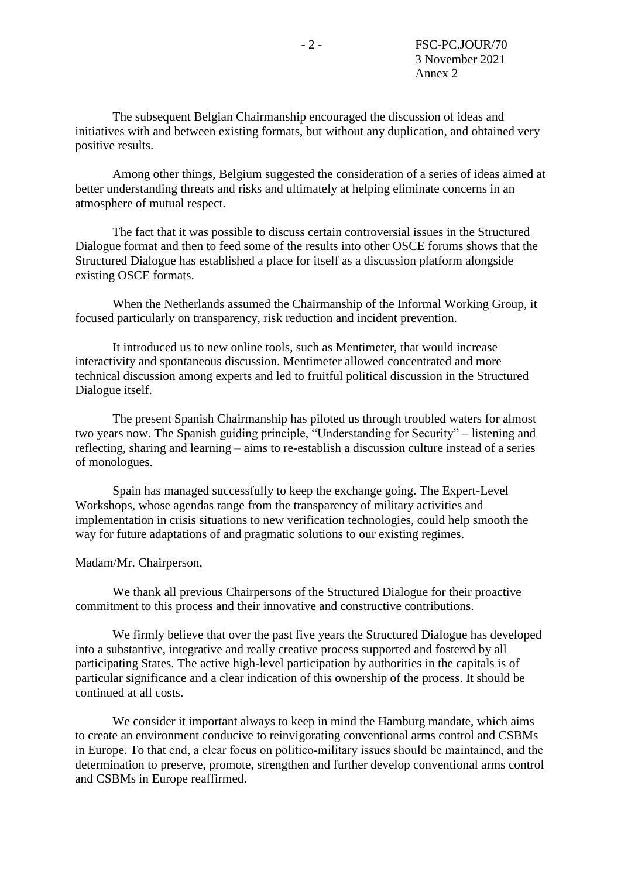The subsequent Belgian Chairmanship encouraged the discussion of ideas and initiatives with and between existing formats, but without any duplication, and obtained very positive results.

Among other things, Belgium suggested the consideration of a series of ideas aimed at better understanding threats and risks and ultimately at helping eliminate concerns in an atmosphere of mutual respect.

The fact that it was possible to discuss certain controversial issues in the Structured Dialogue format and then to feed some of the results into other OSCE forums shows that the Structured Dialogue has established a place for itself as a discussion platform alongside existing OSCE formats.

When the Netherlands assumed the Chairmanship of the Informal Working Group, it focused particularly on transparency, risk reduction and incident prevention.

It introduced us to new online tools, such as Mentimeter, that would increase interactivity and spontaneous discussion. Mentimeter allowed concentrated and more technical discussion among experts and led to fruitful political discussion in the Structured Dialogue itself.

The present Spanish Chairmanship has piloted us through troubled waters for almost two years now. The Spanish guiding principle, "Understanding for Security" – listening and reflecting, sharing and learning – aims to re-establish a discussion culture instead of a series of monologues.

Spain has managed successfully to keep the exchange going. The Expert-Level Workshops, whose agendas range from the transparency of military activities and implementation in crisis situations to new verification technologies, could help smooth the way for future adaptations of and pragmatic solutions to our existing regimes.

Madam/Mr. Chairperson,

We thank all previous Chairpersons of the Structured Dialogue for their proactive commitment to this process and their innovative and constructive contributions.

We firmly believe that over the past five years the Structured Dialogue has developed into a substantive, integrative and really creative process supported and fostered by all participating States. The active high-level participation by authorities in the capitals is of particular significance and a clear indication of this ownership of the process. It should be continued at all costs.

We consider it important always to keep in mind the Hamburg mandate, which aims to create an environment conducive to reinvigorating conventional arms control and CSBMs in Europe. To that end, a clear focus on politico-military issues should be maintained, and the determination to preserve, promote, strengthen and further develop conventional arms control and CSBMs in Europe reaffirmed.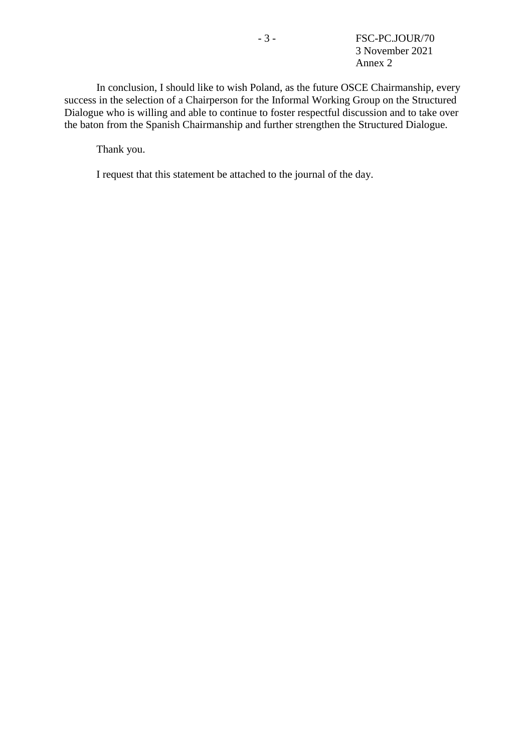In conclusion, I should like to wish Poland, as the future OSCE Chairmanship, every success in the selection of a Chairperson for the Informal Working Group on the Structured Dialogue who is willing and able to continue to foster respectful discussion and to take over the baton from the Spanish Chairmanship and further strengthen the Structured Dialogue.

Thank you.

I request that this statement be attached to the journal of the day.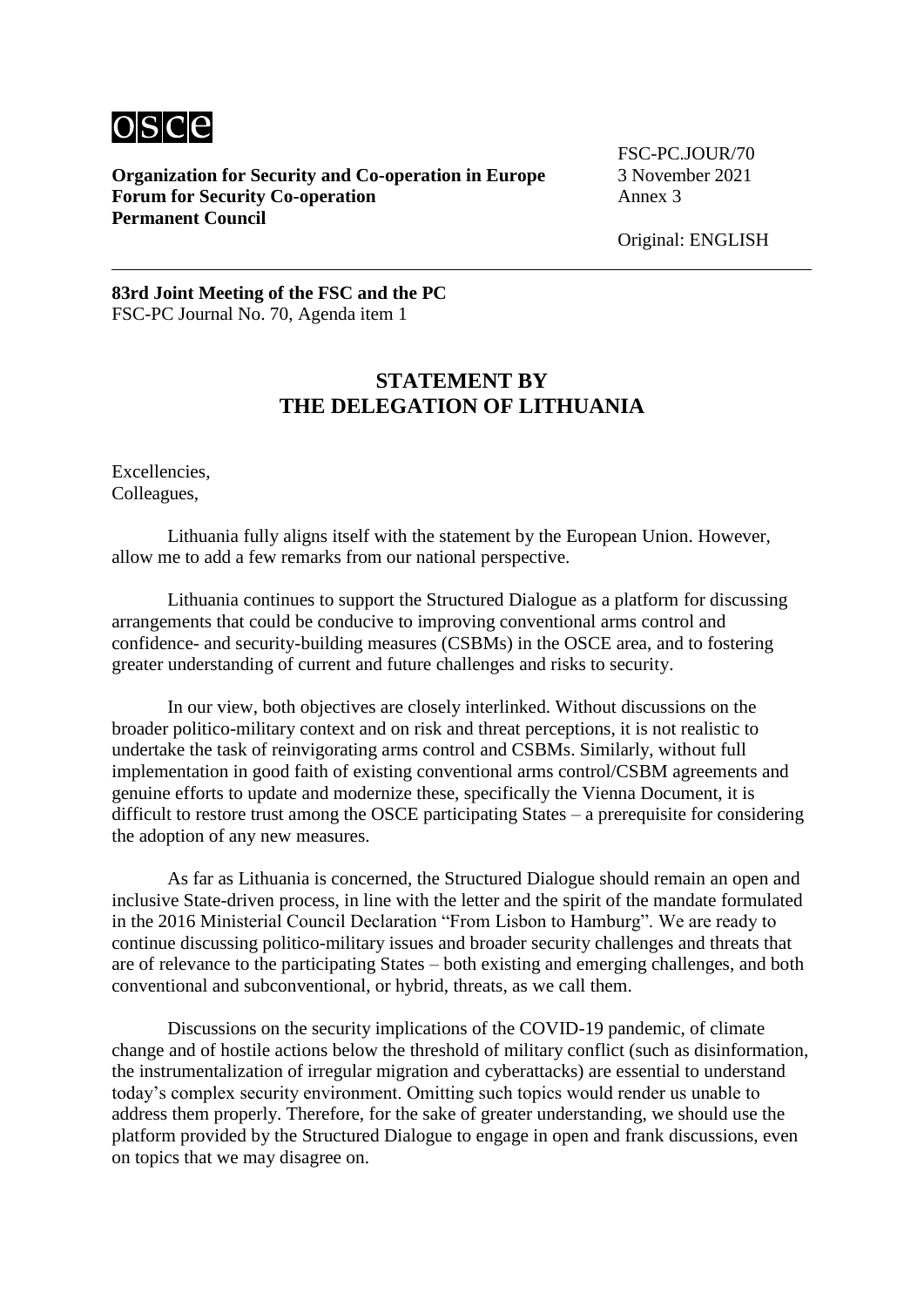**Organization for Security and Co-operation in Europe**
**Forum for Security Co-operation**
**Permanent Council**

FSC-PC.JOUR/70
3 November 2021
Annex 3

Original: ENGLISH

**83rd Joint Meeting of the FSC and the PC**
FSC-PC Journal No. 70, Agenda item 1

## STATEMENT BY THE DELEGATION OF LITHUANIA

Excellencies,
Colleagues,

Lithuania fully aligns itself with the statement by the European Union. However, allow me to add a few remarks from our national perspective.

Lithuania continues to support the Structured Dialogue as a platform for discussing arrangements that could be conducive to improving conventional arms control and confidence- and security-building measures (CSBMs) in the OSCE area, and to fostering greater understanding of current and future challenges and risks to security.

In our view, both objectives are closely interlinked. Without discussions on the broader politico-military context and on risk and threat perceptions, it is not realistic to undertake the task of reinvigorating arms control and CSBMs. Similarly, without full implementation in good faith of existing conventional arms control/CSBM agreements and genuine efforts to update and modernize these, specifically the Vienna Document, it is difficult to restore trust among the OSCE participating States – a prerequisite for considering the adoption of any new measures.

As far as Lithuania is concerned, the Structured Dialogue should remain an open and inclusive State-driven process, in line with the letter and the spirit of the mandate formulated in the 2016 Ministerial Council Declaration "From Lisbon to Hamburg". We are ready to continue discussing politico-military issues and broader security challenges and threats that are of relevance to the participating States – both existing and emerging challenges, and both conventional and subconventional, or hybrid, threats, as we call them.

Discussions on the security implications of the COVID-19 pandemic, of climate change and of hostile actions below the threshold of military conflict (such as disinformation, the instrumentalization of irregular migration and cyberattacks) are essential to understand today's complex security environment. Omitting such topics would render us unable to address them properly. Therefore, for the sake of greater understanding, we should use the platform provided by the Structured Dialogue to engage in open and frank discussions, even on topics that we may disagree on.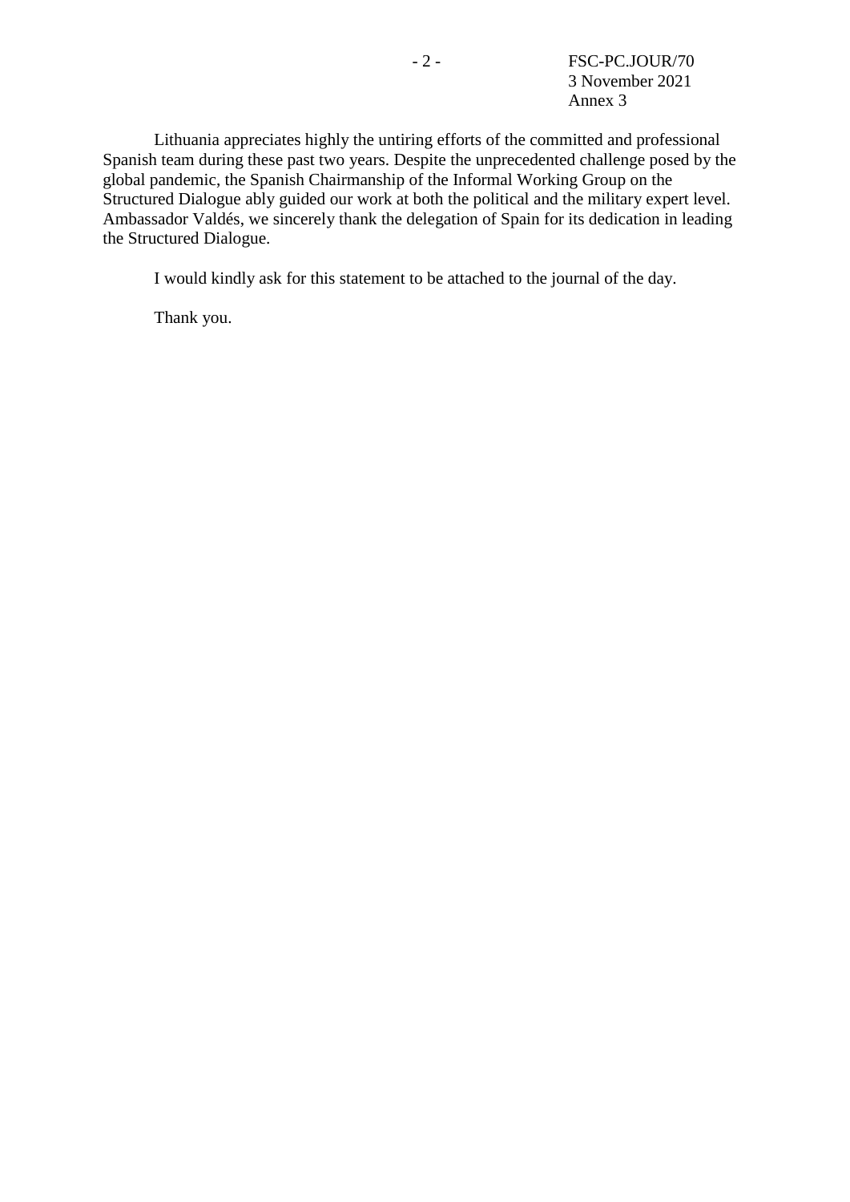Lithuania appreciates highly the untiring efforts of the committed and professional Spanish team during these past two years. Despite the unprecedented challenge posed by the global pandemic, the Spanish Chairmanship of the Informal Working Group on the Structured Dialogue ably guided our work at both the political and the military expert level. Ambassador Valdés, we sincerely thank the delegation of Spain for its dedication in leading the Structured Dialogue.

I would kindly ask for this statement to be attached to the journal of the day.

Thank you.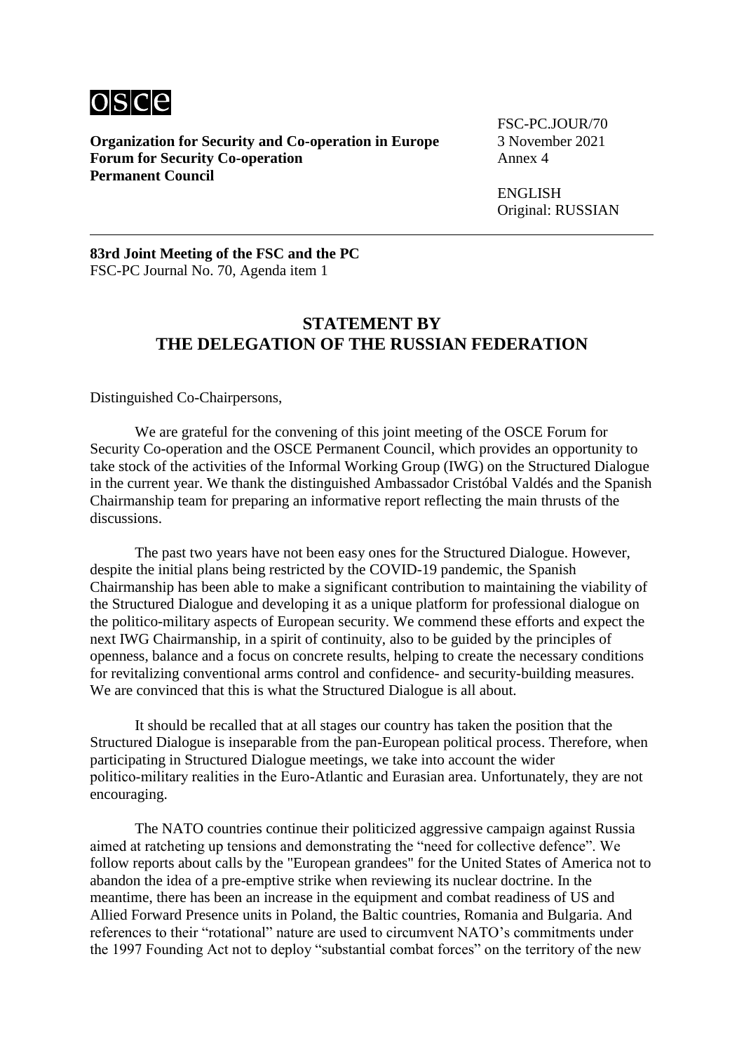**Organization for Security and Co-operation in Europe**
**Forum for Security Co-operation**
**Permanent Council**

FSC-PC.JOUR/70
3 November 2021
Annex 4

ENGLISH
Original: RUSSIAN

---

**83rd Joint Meeting of the FSC and the PC**
FSC-PC Journal No. 70, Agenda item 1

## STATEMENT BY THE DELEGATION OF THE RUSSIAN FEDERATION

Distinguished Co-Chairpersons,

We are grateful for the convening of this joint meeting of the OSCE Forum for Security Co-operation and the OSCE Permanent Council, which provides an opportunity to take stock of the activities of the Informal Working Group (IWG) on the Structured Dialogue in the current year. We thank the distinguished Ambassador Cristóbal Valdés and the Spanish Chairmanship team for preparing an informative report reflecting the main thrusts of the discussions.

The past two years have not been easy ones for the Structured Dialogue. However, despite the initial plans being restricted by the COVID-19 pandemic, the Spanish Chairmanship has been able to make a significant contribution to maintaining the viability of the Structured Dialogue and developing it as a unique platform for professional dialogue on the politico-military aspects of European security. We commend these efforts and expect the next IWG Chairmanship, in a spirit of continuity, also to be guided by the principles of openness, balance and a focus on concrete results, helping to create the necessary conditions for revitalizing conventional arms control and confidence- and security-building measures. We are convinced that this is what the Structured Dialogue is all about.

It should be recalled that at all stages our country has taken the position that the Structured Dialogue is inseparable from the pan-European political process. Therefore, when participating in Structured Dialogue meetings, we take into account the wider politico-military realities in the Euro-Atlantic and Eurasian area. Unfortunately, they are not encouraging.

The NATO countries continue their politicized aggressive campaign against Russia aimed at ratcheting up tensions and demonstrating the "need for collective defence". We follow reports about calls by the "European grandees" for the United States of America not to abandon the idea of a pre-emptive strike when reviewing its nuclear doctrine. In the meantime, there has been an increase in the equipment and combat readiness of US and Allied Forward Presence units in Poland, the Baltic countries, Romania and Bulgaria. And references to their "rotational" nature are used to circumvent NATO's commitments under the 1997 Founding Act not to deploy "substantial combat forces" on the territory of the new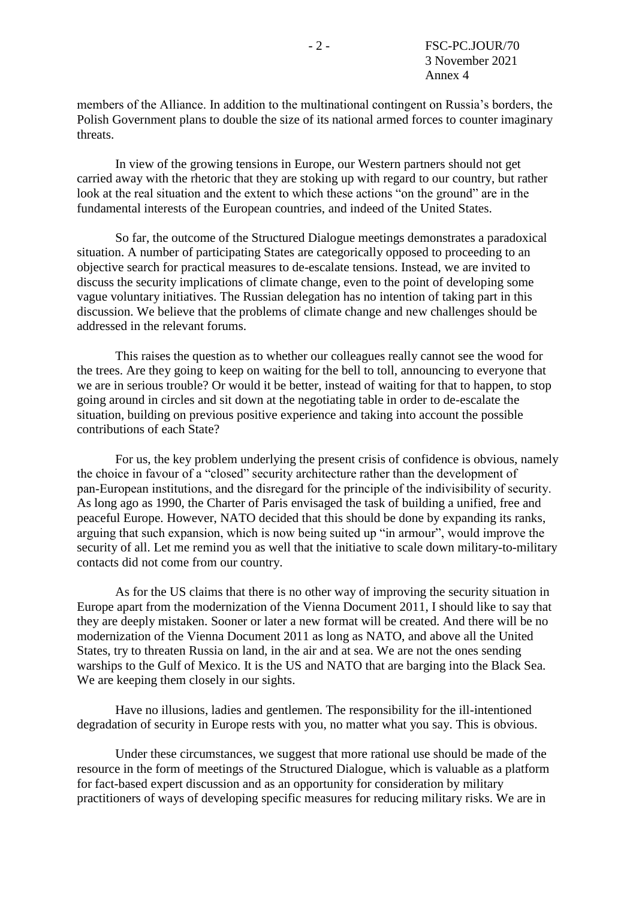members of the Alliance. In addition to the multinational contingent on Russia's borders, the Polish Government plans to double the size of its national armed forces to counter imaginary threats.

In view of the growing tensions in Europe, our Western partners should not get carried away with the rhetoric that they are stoking up with regard to our country, but rather look at the real situation and the extent to which these actions "on the ground" are in the fundamental interests of the European countries, and indeed of the United States.

So far, the outcome of the Structured Dialogue meetings demonstrates a paradoxical situation. A number of participating States are categorically opposed to proceeding to an objective search for practical measures to de-escalate tensions. Instead, we are invited to discuss the security implications of climate change, even to the point of developing some vague voluntary initiatives. The Russian delegation has no intention of taking part in this discussion. We believe that the problems of climate change and new challenges should be addressed in the relevant forums.

This raises the question as to whether our colleagues really cannot see the wood for the trees. Are they going to keep on waiting for the bell to toll, announcing to everyone that we are in serious trouble? Or would it be better, instead of waiting for that to happen, to stop going around in circles and sit down at the negotiating table in order to de-escalate the situation, building on previous positive experience and taking into account the possible contributions of each State?

For us, the key problem underlying the present crisis of confidence is obvious, namely the choice in favour of a "closed" security architecture rather than the development of pan-European institutions, and the disregard for the principle of the indivisibility of security. As long ago as 1990, the Charter of Paris envisaged the task of building a unified, free and peaceful Europe. However, NATO decided that this should be done by expanding its ranks, arguing that such expansion, which is now being suited up "in armour", would improve the security of all. Let me remind you as well that the initiative to scale down military-to-military contacts did not come from our country.

As for the US claims that there is no other way of improving the security situation in Europe apart from the modernization of the Vienna Document 2011, I should like to say that they are deeply mistaken. Sooner or later a new format will be created. And there will be no modernization of the Vienna Document 2011 as long as NATO, and above all the United States, try to threaten Russia on land, in the air and at sea. We are not the ones sending warships to the Gulf of Mexico. It is the US and NATO that are barging into the Black Sea. We are keeping them closely in our sights.

Have no illusions, ladies and gentlemen. The responsibility for the ill-intentioned degradation of security in Europe rests with you, no matter what you say. This is obvious.

Under these circumstances, we suggest that more rational use should be made of the resource in the form of meetings of the Structured Dialogue, which is valuable as a platform for fact-based expert discussion and as an opportunity for consideration by military practitioners of ways of developing specific measures for reducing military risks. We are in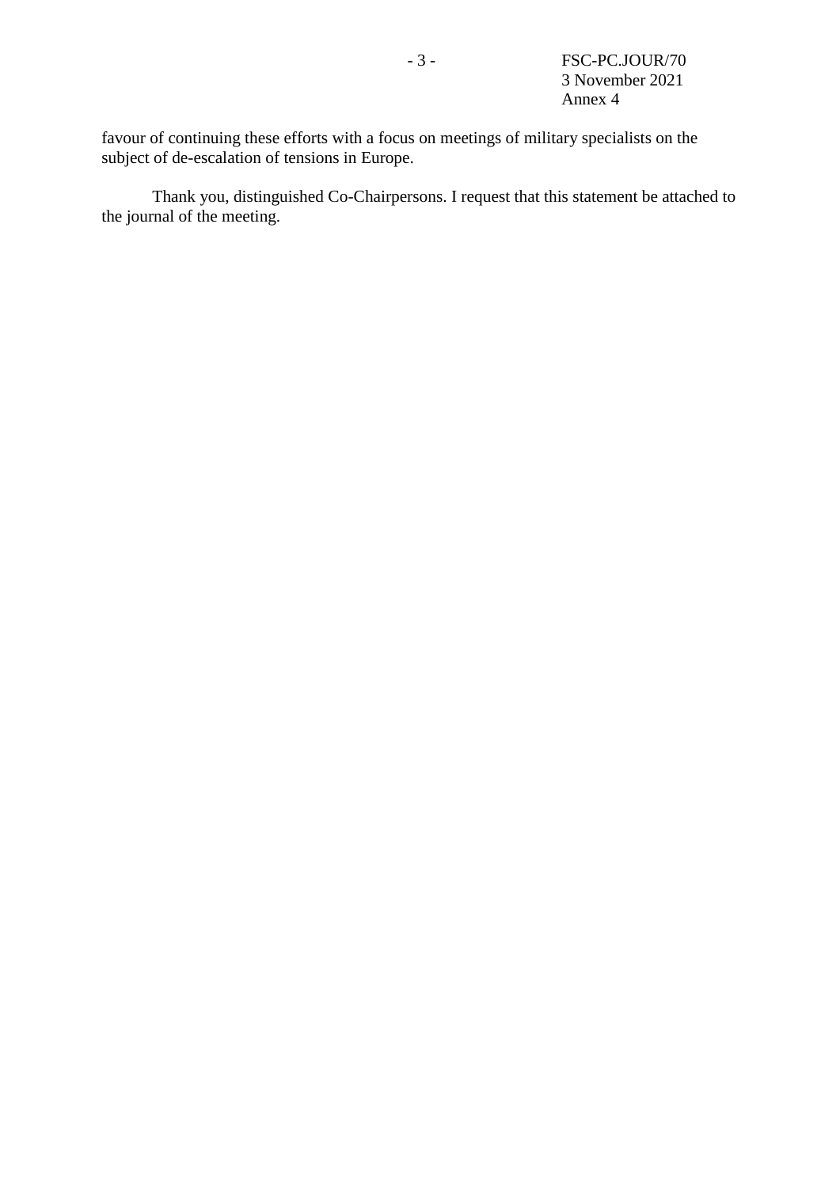favour of continuing these efforts with a focus on meetings of military specialists on the subject of de-escalation of tensions in Europe.

Thank you, distinguished Co-Chairpersons. I request that this statement be attached to the journal of the meeting.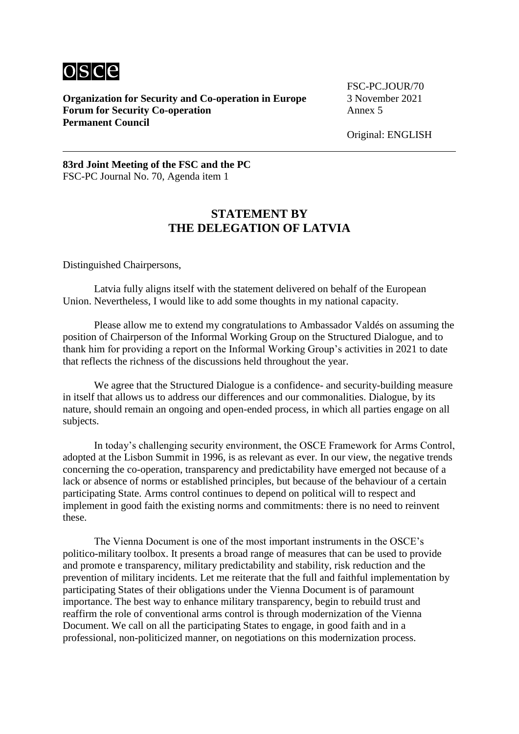**Organization for Security and Co-operation in Europe**
**Forum for Security Co-operation**
**Permanent Council**

FSC-PC.JOUR/70
3 November 2021
Annex 5

Original: ENGLISH

---

**83rd Joint Meeting of the FSC and the PC**
FSC-PC Journal No. 70, Agenda item 1

## STATEMENT BY THE DELEGATION OF LATVIA

Distinguished Chairpersons,

Latvia fully aligns itself with the statement delivered on behalf of the European Union. Nevertheless, I would like to add some thoughts in my national capacity.

Please allow me to extend my congratulations to Ambassador Valdés on assuming the position of Chairperson of the Informal Working Group on the Structured Dialogue, and to thank him for providing a report on the Informal Working Group's activities in 2021 to date that reflects the richness of the discussions held throughout the year.

We agree that the Structured Dialogue is a confidence- and security-building measure in itself that allows us to address our differences and our commonalities. Dialogue, by its nature, should remain an ongoing and open-ended process, in which all parties engage on all subjects.

In today's challenging security environment, the OSCE Framework for Arms Control, adopted at the Lisbon Summit in 1996, is as relevant as ever. In our view, the negative trends concerning the co-operation, transparency and predictability have emerged not because of a lack or absence of norms or established principles, but because of the behaviour of a certain participating State. Arms control continues to depend on political will to respect and implement in good faith the existing norms and commitments: there is no need to reinvent these.

The Vienna Document is one of the most important instruments in the OSCE's politico-military toolbox. It presents a broad range of measures that can be used to provide and promote e transparency, military predictability and stability, risk reduction and the prevention of military incidents. Let me reiterate that the full and faithful implementation by participating States of their obligations under the Vienna Document is of paramount importance. The best way to enhance military transparency, begin to rebuild trust and reaffirm the role of conventional arms control is through modernization of the Vienna Document. We call on all the participating States to engage, in good faith and in a professional, non-politicized manner, on negotiations on this modernization process.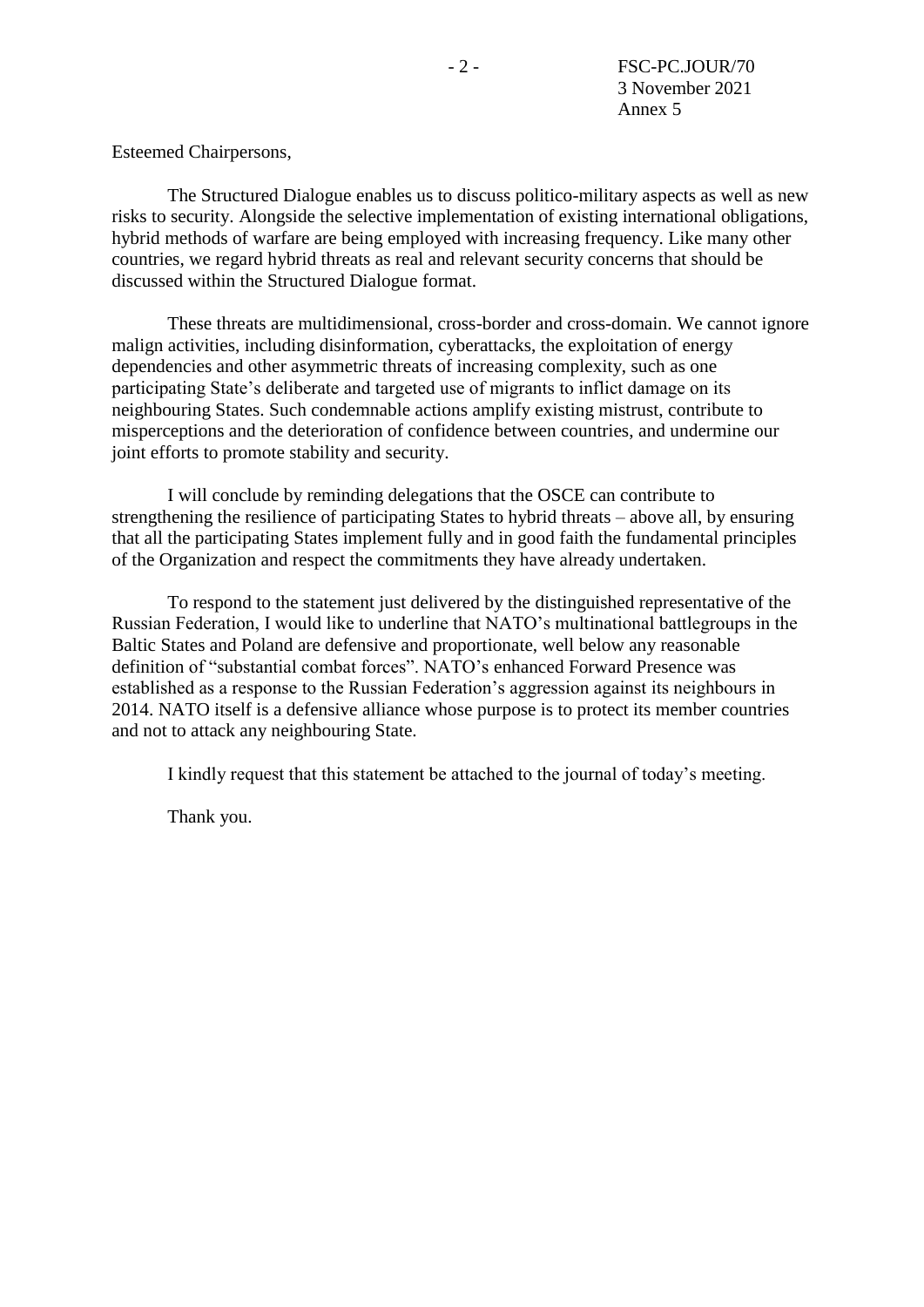Esteemed Chairpersons,

The Structured Dialogue enables us to discuss politico-military aspects as well as new risks to security. Alongside the selective implementation of existing international obligations, hybrid methods of warfare are being employed with increasing frequency. Like many other countries, we regard hybrid threats as real and relevant security concerns that should be discussed within the Structured Dialogue format.

These threats are multidimensional, cross-border and cross-domain. We cannot ignore malign activities, including disinformation, cyberattacks, the exploitation of energy dependencies and other asymmetric threats of increasing complexity, such as one participating State's deliberate and targeted use of migrants to inflict damage on its neighbouring States. Such condemnable actions amplify existing mistrust, contribute to misperceptions and the deterioration of confidence between countries, and undermine our joint efforts to promote stability and security.

I will conclude by reminding delegations that the OSCE can contribute to strengthening the resilience of participating States to hybrid threats – above all, by ensuring that all the participating States implement fully and in good faith the fundamental principles of the Organization and respect the commitments they have already undertaken.

To respond to the statement just delivered by the distinguished representative of the Russian Federation, I would like to underline that NATO's multinational battlegroups in the Baltic States and Poland are defensive and proportionate, well below any reasonable definition of "substantial combat forces". NATO's enhanced Forward Presence was established as a response to the Russian Federation's aggression against its neighbours in 2014. NATO itself is a defensive alliance whose purpose is to protect its member countries and not to attack any neighbouring State.

I kindly request that this statement be attached to the journal of today's meeting.

Thank you.